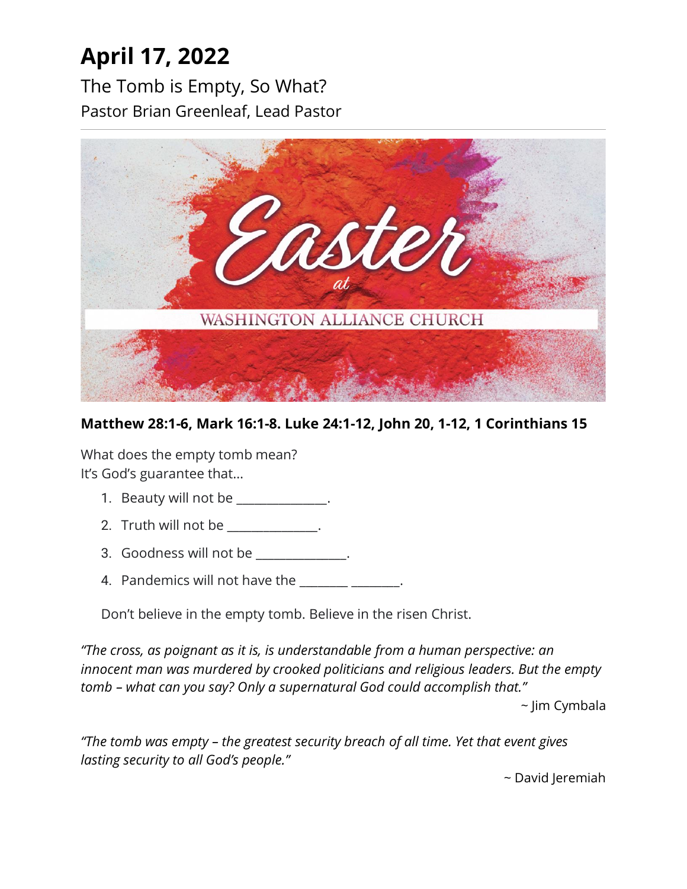# April 17, 2022

The Tomb is Empty, So What?

Pastor Brian Greenleaf, Lead Pastor

---

**Matthew 28:1-6, Mark 16:1-8. Luke 24:1-12, John 20, 1-12, 1 Corinthians 15**

What does the empty tomb mean?
It's God's guarantee that…

1. Beauty will not be ______________.
2. Truth will not be ______________.
3. Goodness will not be ______________.
4. Pandemics will not have the _______ _______.

Don't believe in the empty tomb. Believe in the risen Christ.

*"The cross, as poignant as it is, is understandable from a human perspective: an innocent man was murdered by crooked politicians and religious leaders. But the empty tomb – what can you say? Only a supernatural God could accomplish that."*

~ Jim Cymbala

*"The tomb was empty – the greatest security breach of all time. Yet that event gives lasting security to all God's people."*

~ David Jeremiah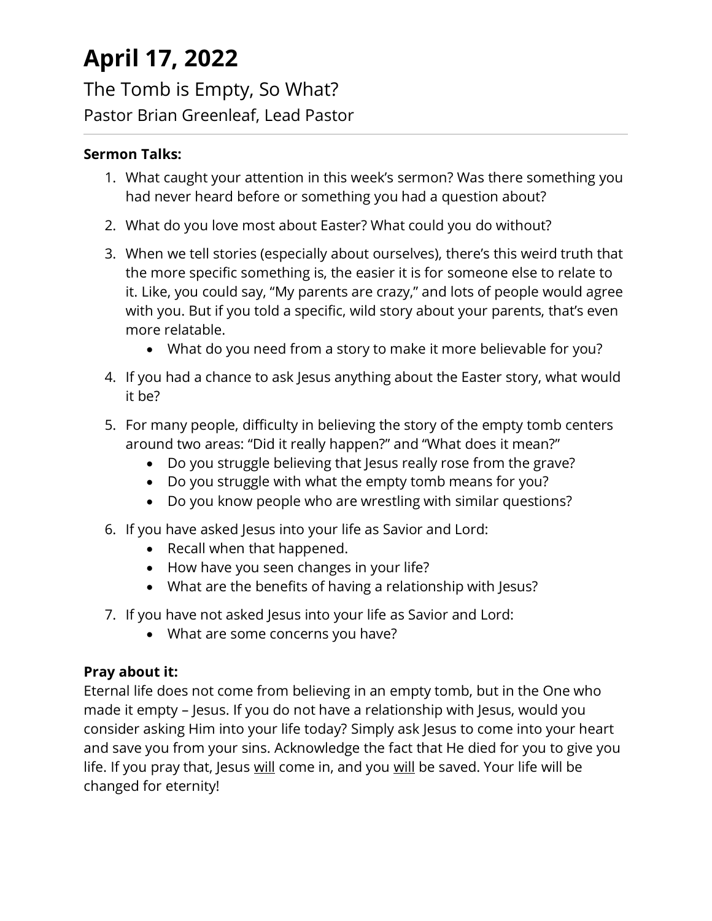# April 17, 2022

The Tomb is Empty, So What?

Pastor Brian Greenleaf, Lead Pastor

---

**Sermon Talks:**

1. What caught your attention in this week's sermon? Was there something you had never heard before or something you had a question about?
2. What do you love most about Easter? What could you do without?
3. When we tell stories (especially about ourselves), there's this weird truth that the more specific something is, the easier it is for someone else to relate to it. Like, you could say, "My parents are crazy," and lots of people would agree with you. But if you told a specific, wild story about your parents, that's even more relatable.
   - What do you need from a story to make it more believable for you?
4. If you had a chance to ask Jesus anything about the Easter story, what would it be?
5. For many people, difficulty in believing the story of the empty tomb centers around two areas: "Did it really happen?" and "What does it mean?"
   - Do you struggle believing that Jesus really rose from the grave?
   - Do you struggle with what the empty tomb means for you?
   - Do you know people who are wrestling with similar questions?
6. If you have asked Jesus into your life as Savior and Lord:
   - Recall when that happened.
   - How have you seen changes in your life?
   - What are the benefits of having a relationship with Jesus?
7. If you have not asked Jesus into your life as Savior and Lord:
   - What are some concerns you have?

**Pray about it:**

Eternal life does not come from believing in an empty tomb, but in the One who made it empty – Jesus. If you do not have a relationship with Jesus, would you consider asking Him into your life today? Simply ask Jesus to come into your heart and save you from your sins. Acknowledge the fact that He died for you to give you life. If you pray that, Jesus <u>will</u> come in, and you <u>will</u> be saved. Your life will be changed for eternity!